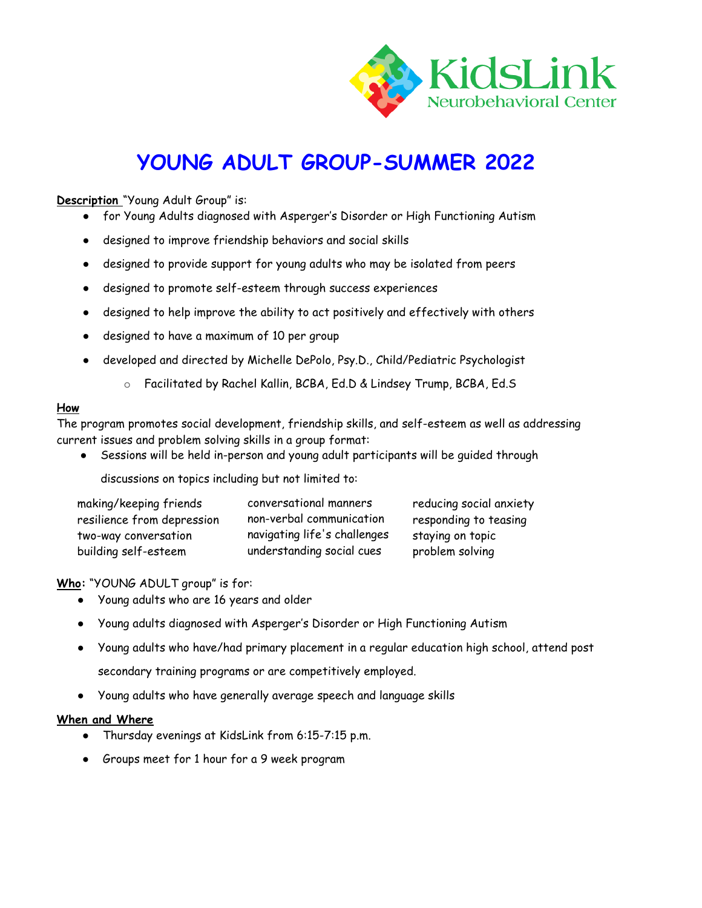KidsLink
Neurobehavioral Center

# YOUNG ADULT GROUP-SUMMER 2022

**Description** "Young Adult Group" is:

- for Young Adults diagnosed with Asperger's Disorder or High Functioning Autism
- designed to improve friendship behaviors and social skills
- designed to provide support for young adults who may be isolated from peers
- designed to promote self-esteem through success experiences
- designed to help improve the ability to act positively and effectively with others
- designed to have a maximum of 10 per group
- developed and directed by Michelle DePolo, Psy.D., Child/Pediatric Psychologist
  - Facilitated by Rachel Kallin, BCBA, Ed.D & Lindsey Trump, BCBA, Ed.S

**How**

The program promotes social development, friendship skills, and self-esteem as well as addressing current issues and problem solving skills in a group format:

- Sessions will be held in-person and young adult participants will be guided through discussions on topics including but not limited to:

| | | |
|---|---|---|
| making/keeping friends | conversational manners | reducing social anxiety |
| resilience from depression | non-verbal communication | responding to teasing |
| two-way conversation | navigating life's challenges | staying on topic |
| building self-esteem | understanding social cues | problem solving |

**Who:** "YOUNG ADULT group" is for:

- Young adults who are 16 years and older
- Young adults diagnosed with Asperger's Disorder or High Functioning Autism
- Young adults who have/had primary placement in a regular education high school, attend post secondary training programs or are competitively employed.
- Young adults who have generally average speech and language skills

**When and Where**

- Thursday evenings at KidsLink from 6:15-7:15 p.m.
- Groups meet for 1 hour for a 9 week program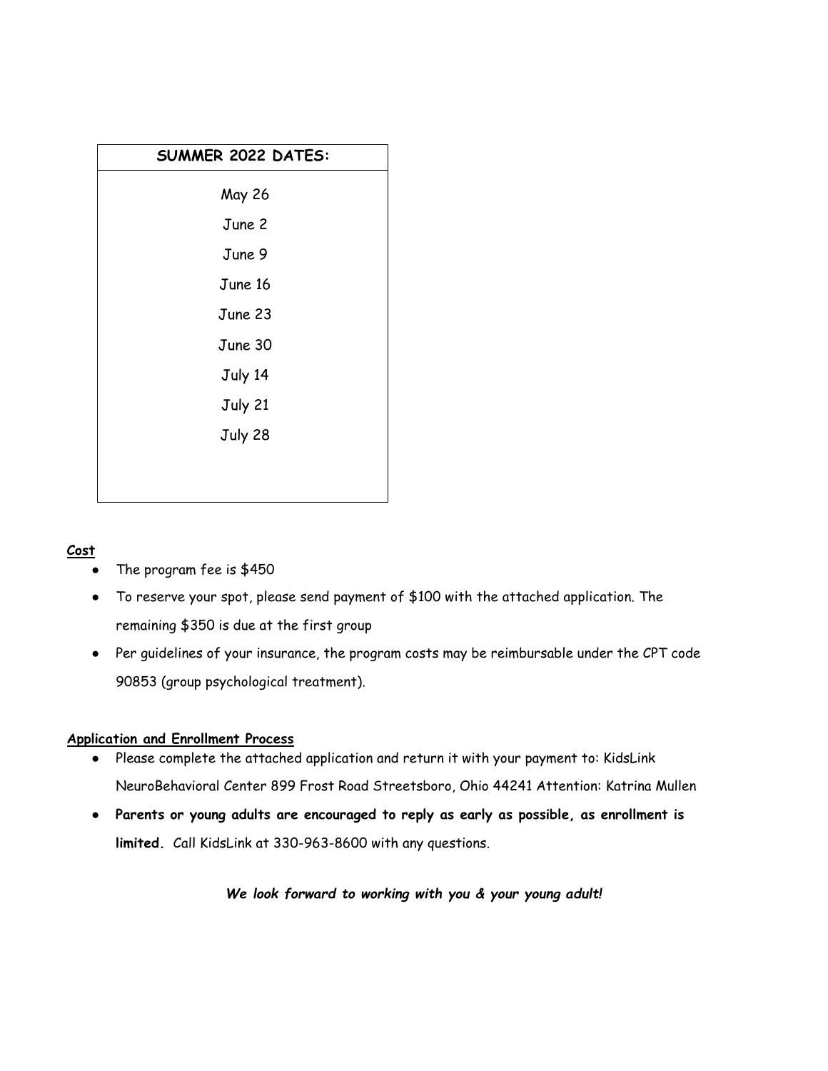| SUMMER 2022 DATES: |
| --- |
| May 26 |
| June 2 |
| June 9 |
| June 16 |
| June 23 |
| June 30 |
| July 14 |
| July 21 |
| July 28 |

**Cost**

- The program fee is $450
- To reserve your spot, please send payment of $100 with the attached application. The remaining $350 is due at the first group
- Per guidelines of your insurance, the program costs may be reimbursable under the CPT code 90853 (group psychological treatment).

**Application and Enrollment Process**

- Please complete the attached application and return it with your payment to: KidsLink NeuroBehavioral Center 899 Frost Road Streetsboro, Ohio 44241 Attention: Katrina Mullen
- **Parents or young adults are encouraged to reply as early as possible, as enrollment is limited.** Call KidsLink at 330-963-8600 with any questions.

***We look forward to working with you & your young adult!***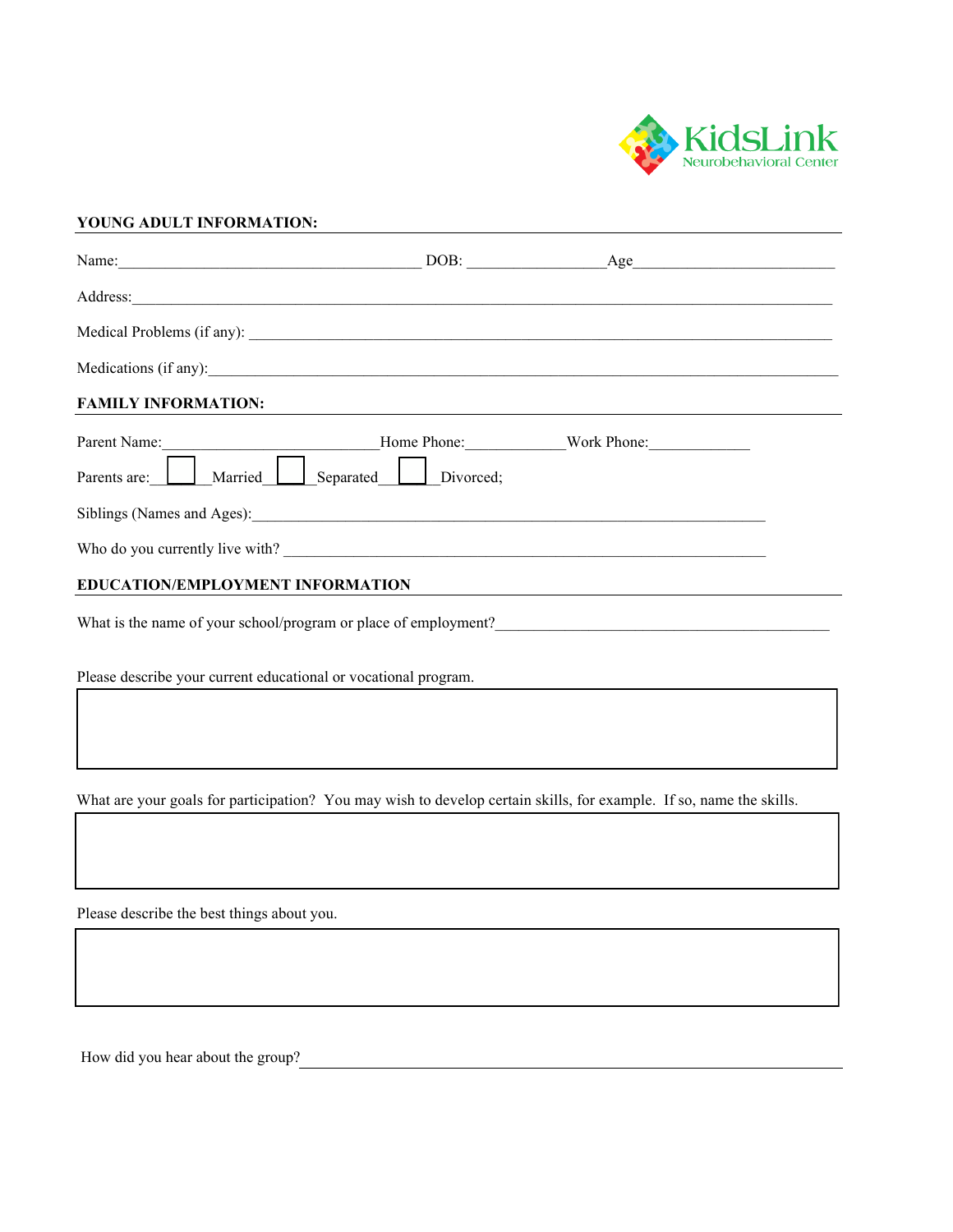KidsLink
Neurobehavioral Center

**YOUNG ADULT INFORMATION:**

Name:_______________________________________ DOB: _________________Age__________________________

Address:_____________________________________________________________________________________

Medical Problems (if any): _______________________________________________________________________

Medications (if any):___________________________________________________________________________

**FAMILY INFORMATION:**

Parent Name:___________________________Home Phone:____________Work Phone:_____________

Parents are: ☐ Married ☐ Separated ☐ Divorced;

Siblings (Names and Ages):_______________________________________________________________________

Who do you currently live with? __________________________________________________________________

**EDUCATION/EMPLOYMENT INFORMATION**

What is the name of your school/program or place of employment?____________________________________________

Please describe your current educational or vocational program.

What are your goals for participation? You may wish to develop certain skills, for example. If so, name the skills.

Please describe the best things about you.

How did you hear about the group?____________________________________________________________